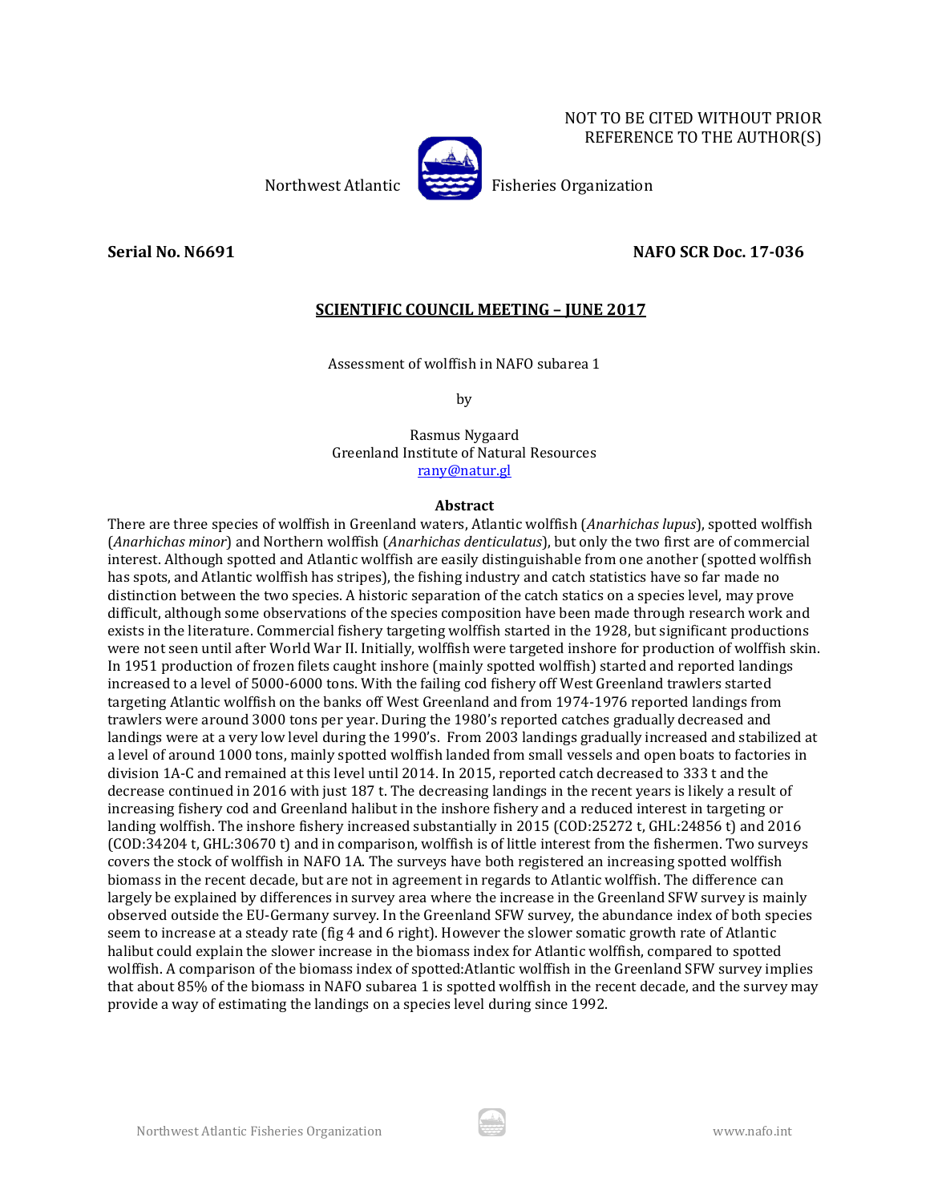NOT TO BE CITED WITHOUT PRIOR REFERENCE TO THE AUTHOR(S)

Northwest Atlantic Fisheries Organization

**Serial No. N6691** **NAFO SCR Doc. 17-036**

## SCIENTIFIC COUNCIL MEETING – JUNE 2017

Assessment of wolffish in NAFO subarea 1

by

Rasmus Nygaard
Greenland Institute of Natural Resources
rany@natur.gl

### Abstract

There are three species of wolffish in Greenland waters, Atlantic wolffish (*Anarhichas lupus*), spotted wolffish (*Anarhichas minor*) and Northern wolffish (*Anarhichas denticulatus*), but only the two first are of commercial interest. Although spotted and Atlantic wolffish are easily distinguishable from one another (spotted wolffish has spots, and Atlantic wolffish has stripes), the fishing industry and catch statistics have so far made no distinction between the two species. A historic separation of the catch statics on a species level, may prove difficult, although some observations of the species composition have been made through research work and exists in the literature. Commercial fishery targeting wolffish started in the 1928, but significant productions were not seen until after World War II. Initially, wolffish were targeted inshore for production of wolffish skin. In 1951 production of frozen filets caught inshore (mainly spotted wolffish) started and reported landings increased to a level of 5000-6000 tons. With the failing cod fishery off West Greenland trawlers started targeting Atlantic wolffish on the banks off West Greenland and from 1974-1976 reported landings from trawlers were around 3000 tons per year. During the 1980's reported catches gradually decreased and landings were at a very low level during the 1990's. From 2003 landings gradually increased and stabilized at a level of around 1000 tons, mainly spotted wolffish landed from small vessels and open boats to factories in division 1A-C and remained at this level until 2014. In 2015, reported catch decreased to 333 t and the decrease continued in 2016 with just 187 t. The decreasing landings in the recent years is likely a result of increasing fishery cod and Greenland halibut in the inshore fishery and a reduced interest in targeting or landing wolffish. The inshore fishery increased substantially in 2015 (COD:25272 t, GHL:24856 t) and 2016 (COD:34204 t, GHL:30670 t) and in comparison, wolffish is of little interest from the fishermen. Two surveys covers the stock of wolffish in NAFO 1A. The surveys have both registered an increasing spotted wolffish biomass in the recent decade, but are not in agreement in regards to Atlantic wolffish. The difference can largely be explained by differences in survey area where the increase in the Greenland SFW survey is mainly observed outside the EU-Germany survey. In the Greenland SFW survey, the abundance index of both species seem to increase at a steady rate (fig 4 and 6 right). However the slower somatic growth rate of Atlantic halibut could explain the slower increase in the biomass index for Atlantic wolffish, compared to spotted wolffish. A comparison of the biomass index of spotted:Atlantic wolffish in the Greenland SFW survey implies that about 85% of the biomass in NAFO subarea 1 is spotted wolffish in the recent decade, and the survey may provide a way of estimating the landings on a species level during since 1992.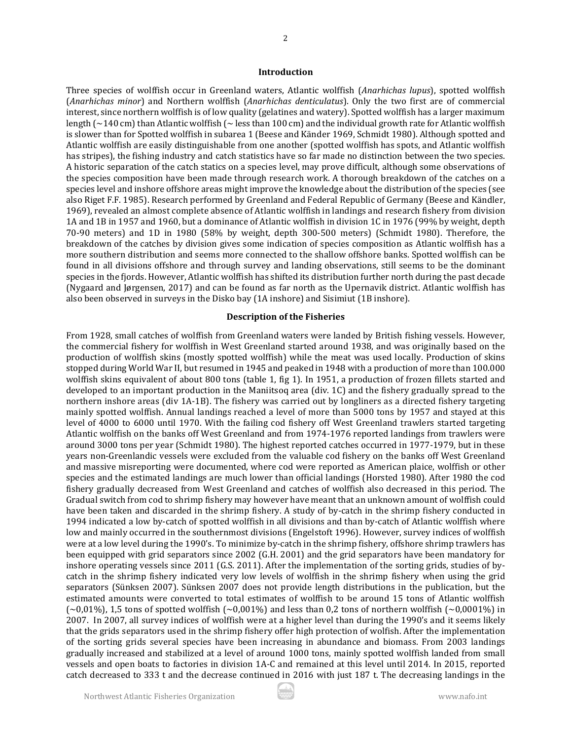## Introduction

Three species of wolffish occur in Greenland waters, Atlantic wolffish (*Anarhichas lupus*), spotted wolffish (*Anarhichas minor*) and Northern wolffish (*Anarhichas denticulatus*). Only the two first are of commercial interest, since northern wolffish is of low quality (gelatines and watery). Spotted wolffish has a larger maximum length (~140 cm) than Atlantic wolffish (~ less than 100 cm) and the individual growth rate for Atlantic wolffish is slower than for Spotted wolffish in subarea 1 (Beese and Känder 1969, Schmidt 1980). Although spotted and Atlantic wolffish are easily distinguishable from one another (spotted wolffish has spots, and Atlantic wolffish has stripes), the fishing industry and catch statistics have so far made no distinction between the two species. A historic separation of the catch statics on a species level, may prove difficult, although some observations of the species composition have been made through research work. A thorough breakdown of the catches on a species level and inshore offshore areas might improve the knowledge about the distribution of the species (see also Riget F.F. 1985). Research performed by Greenland and Federal Republic of Germany (Beese and Kändler, 1969), revealed an almost complete absence of Atlantic wolffish in landings and research fishery from division 1A and 1B in 1957 and 1960, but a dominance of Atlantic wolffish in division 1C in 1976 (99% by weight, depth 70-90 meters) and 1D in 1980 (58% by weight, depth 300-500 meters) (Schmidt 1980). Therefore, the breakdown of the catches by division gives some indication of species composition as Atlantic wolffish has a more southern distribution and seems more connected to the shallow offshore banks. Spotted wolffish can be found in all divisions offshore and through survey and landing observations, still seems to be the dominant species in the fjords. However, Atlantic wolffish has shifted its distribution further north during the past decade (Nygaard and Jørgensen, 2017) and can be found as far north as the Upernavik district. Atlantic wolffish has also been observed in surveys in the Disko bay (1A inshore) and Sisimiut (1B inshore).

## Description of the Fisheries

From 1928, small catches of wolffish from Greenland waters were landed by British fishing vessels. However, the commercial fishery for wolffish in West Greenland started around 1938, and was originally based on the production of wolffish skins (mostly spotted wolffish) while the meat was used locally. Production of skins stopped during World War II, but resumed in 1945 and peaked in 1948 with a production of more than 100.000 wolffish skins equivalent of about 800 tons (table 1, fig 1). In 1951, a production of frozen fillets started and developed to an important production in the Maniitsoq area (div. 1C) and the fishery gradually spread to the northern inshore areas (div 1A-1B). The fishery was carried out by longliners as a directed fishery targeting mainly spotted wolffish. Annual landings reached a level of more than 5000 tons by 1957 and stayed at this level of 4000 to 6000 until 1970. With the failing cod fishery off West Greenland trawlers started targeting Atlantic wolffish on the banks off West Greenland and from 1974-1976 reported landings from trawlers were around 3000 tons per year (Schmidt 1980). The highest reported catches occurred in 1977-1979, but in these years non-Greenlandic vessels were excluded from the valuable cod fishery on the banks off West Greenland and massive misreporting were documented, where cod were reported as American plaice, wolffish or other species and the estimated landings are much lower than official landings (Horsted 1980). After 1980 the cod fishery gradually decreased from West Greenland and catches of wolffish also decreased in this period. The Gradual switch from cod to shrimp fishery may however have meant that an unknown amount of wolffish could have been taken and discarded in the shrimp fishery. A study of by-catch in the shrimp fishery conducted in 1994 indicated a low by-catch of spotted wolffish in all divisions and than by-catch of Atlantic wolffish where low and mainly occurred in the southernmost divisions (Engelstoft 1996). However, survey indices of wolffish were at a low level during the 1990's. To minimize by-catch in the shrimp fishery, offshore shrimp trawlers has been equipped with grid separators since 2002 (G.H. 2001) and the grid separators have been mandatory for inshore operating vessels since 2011 (G.S. 2011). After the implementation of the sorting grids, studies of by-catch in the shrimp fishery indicated very low levels of wolffish in the shrimp fishery when using the grid separators (Sünksen 2007). Sünksen 2007 does not provide length distributions in the publication, but the estimated amounts were converted to total estimates of wolffish to be around 15 tons of Atlantic wolffish (~0,01%), 1,5 tons of spotted wolffish (~0,001%) and less than 0,2 tons of northern wolffish (~0,0001%) in 2007. In 2007, all survey indices of wolffish were at a higher level than during the 1990's and it seems likely that the grids separators used in the shrimp fishery offer high protection of wolfish. After the implementation of the sorting grids several species have been increasing in abundance and biomass. From 2003 landings gradually increased and stabilized at a level of around 1000 tons, mainly spotted wolffish landed from small vessels and open boats to factories in division 1A-C and remained at this level until 2014. In 2015, reported catch decreased to 333 t and the decrease continued in 2016 with just 187 t. The decreasing landings in the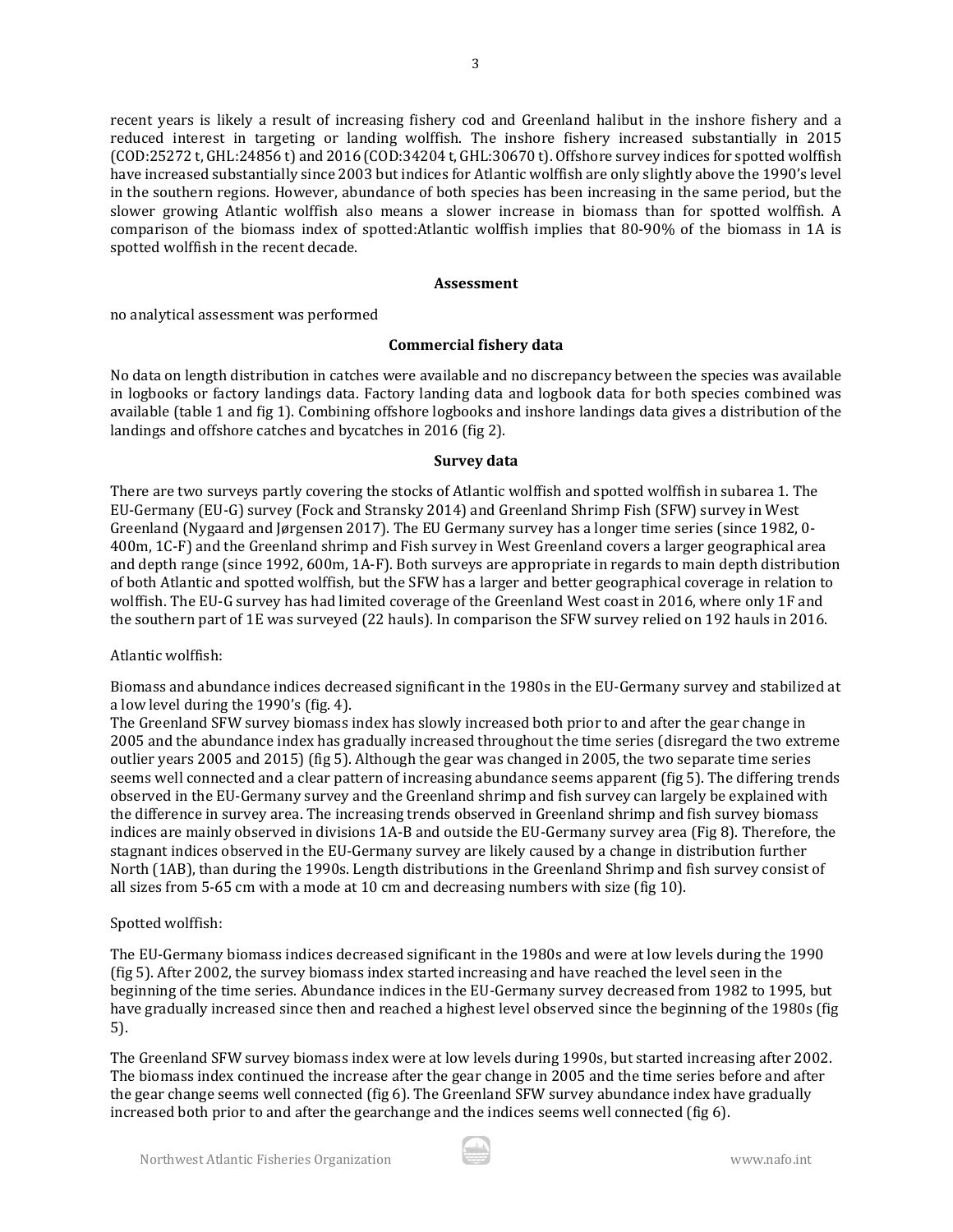recent years is likely a result of increasing fishery cod and Greenland halibut in the inshore fishery and a reduced interest in targeting or landing wolffish. The inshore fishery increased substantially in 2015 (COD:25272 t, GHL:24856 t) and 2016 (COD:34204 t, GHL:30670 t). Offshore survey indices for spotted wolffish have increased substantially since 2003 but indices for Atlantic wolffish are only slightly above the 1990's level in the southern regions. However, abundance of both species has been increasing in the same period, but the slower growing Atlantic wolffish also means a slower increase in biomass than for spotted wolffish. A comparison of the biomass index of spotted:Atlantic wolffish implies that 80-90% of the biomass in 1A is spotted wolffish in the recent decade.

**Assessment**

no analytical assessment was performed

**Commercial fishery data**

No data on length distribution in catches were available and no discrepancy between the species was available in logbooks or factory landings data. Factory landing data and logbook data for both species combined was available (table 1 and fig 1). Combining offshore logbooks and inshore landings data gives a distribution of the landings and offshore catches and bycatches in 2016 (fig 2).

**Survey data**

There are two surveys partly covering the stocks of Atlantic wolffish and spotted wolffish in subarea 1. The EU-Germany (EU-G) survey (Fock and Stransky 2014) and Greenland Shrimp Fish (SFW) survey in West Greenland (Nygaard and Jørgensen 2017). The EU Germany survey has a longer time series (since 1982, 0-400m, 1C-F) and the Greenland shrimp and Fish survey in West Greenland covers a larger geographical area and depth range (since 1992, 600m, 1A-F). Both surveys are appropriate in regards to main depth distribution of both Atlantic and spotted wolffish, but the SFW has a larger and better geographical coverage in relation to wolffish. The EU-G survey has had limited coverage of the Greenland West coast in 2016, where only 1F and the southern part of 1E was surveyed (22 hauls). In comparison the SFW survey relied on 192 hauls in 2016.

Atlantic wolffish:

Biomass and abundance indices decreased significant in the 1980s in the EU-Germany survey and stabilized at a low level during the 1990's (fig. 4).
The Greenland SFW survey biomass index has slowly increased both prior to and after the gear change in 2005 and the abundance index has gradually increased throughout the time series (disregard the two extreme outlier years 2005 and 2015) (fig 5). Although the gear was changed in 2005, the two separate time series seems well connected and a clear pattern of increasing abundance seems apparent (fig 5). The differing trends observed in the EU-Germany survey and the Greenland shrimp and fish survey can largely be explained with the difference in survey area. The increasing trends observed in Greenland shrimp and fish survey biomass indices are mainly observed in divisions 1A-B and outside the EU-Germany survey area (Fig 8). Therefore, the stagnant indices observed in the EU-Germany survey are likely caused by a change in distribution further North (1AB), than during the 1990s. Length distributions in the Greenland Shrimp and fish survey consist of all sizes from 5-65 cm with a mode at 10 cm and decreasing numbers with size (fig 10).

Spotted wolffish:

The EU-Germany biomass indices decreased significant in the 1980s and were at low levels during the 1990 (fig 5). After 2002, the survey biomass index started increasing and have reached the level seen in the beginning of the time series. Abundance indices in the EU-Germany survey decreased from 1982 to 1995, but have gradually increased since then and reached a highest level observed since the beginning of the 1980s (fig 5).

The Greenland SFW survey biomass index were at low levels during 1990s, but started increasing after 2002. The biomass index continued the increase after the gear change in 2005 and the time series before and after the gear change seems well connected (fig 6). The Greenland SFW survey abundance index have gradually increased both prior to and after the gearchange and the indices seems well connected (fig 6).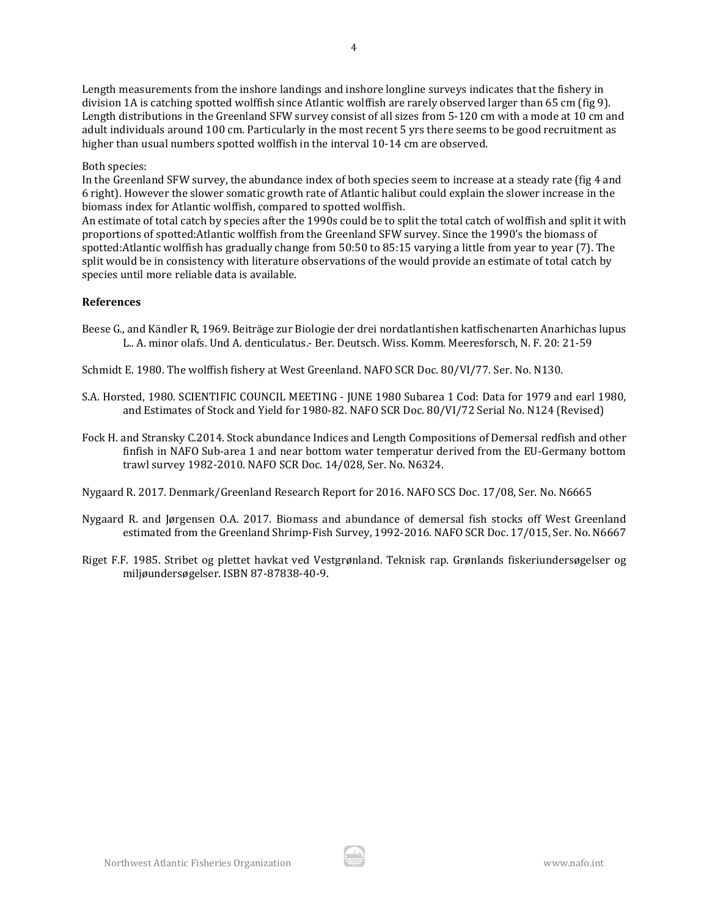Length measurements from the inshore landings and inshore longline surveys indicates that the fishery in division 1A is catching spotted wolffish since Atlantic wolffish are rarely observed larger than 65 cm (fig 9). Length distributions in the Greenland SFW survey consist of all sizes from 5-120 cm with a mode at 10 cm and adult individuals around 100 cm. Particularly in the most recent 5 yrs there seems to be good recruitment as higher than usual numbers spotted wolffish in the interval 10-14 cm are observed.

Both species:
In the Greenland SFW survey, the abundance index of both species seem to increase at a steady rate (fig 4 and 6 right). However the slower somatic growth rate of Atlantic halibut could explain the slower increase in the biomass index for Atlantic wolffish, compared to spotted wolffish.
An estimate of total catch by species after the 1990s could be to split the total catch of wolffish and split it with proportions of spotted:Atlantic wolffish from the Greenland SFW survey. Since the 1990's the biomass of spotted:Atlantic wolffish has gradually change from 50:50 to 85:15 varying a little from year to year (7). The split would be in consistency with literature observations of the would provide an estimate of total catch by species until more reliable data is available.

## References

Beese G., and Kändler R, 1969. Beiträge zur Biologie der drei nordatlantishen katfischenarten Anarhichas lupus L.. A. minor olafs. Und A. denticulatus.- Ber. Deutsch. Wiss. Komm. Meeresforsch, N. F. 20: 21-59

Schmidt E. 1980. The wolffish fishery at West Greenland. NAFO SCR Doc. 80/VI/77. Ser. No. N130.

S.A. Horsted, 1980. SCIENTIFIC COUNCIL MEETING - JUNE 1980 Subarea 1 Cod: Data for 1979 and earl 1980, and Estimates of Stock and Yield for 1980-82. NAFO SCR Doc. 80/VI/72 Serial No. N124 (Revised)

Fock H. and Stransky C.2014. Stock abundance Indices and Length Compositions of Demersal redfish and other finfish in NAFO Sub-area 1 and near bottom water temperatur derived from the EU-Germany bottom trawl survey 1982-2010. NAFO SCR Doc. 14/028, Ser. No. N6324.

Nygaard R. 2017. Denmark/Greenland Research Report for 2016. NAFO SCS Doc. 17/08, Ser. No. N6665

Nygaard R. and Jørgensen O.A. 2017. Biomass and abundance of demersal fish stocks off West Greenland estimated from the Greenland Shrimp-Fish Survey, 1992-2016. NAFO SCR Doc. 17/015, Ser. No. N6667

Riget F.F. 1985. Stribet og plettet havkat ved Vestgrønland. Teknisk rap. Grønlands fiskeriundersøgelser og miljøundersøgelser. ISBN 87-87838-40-9.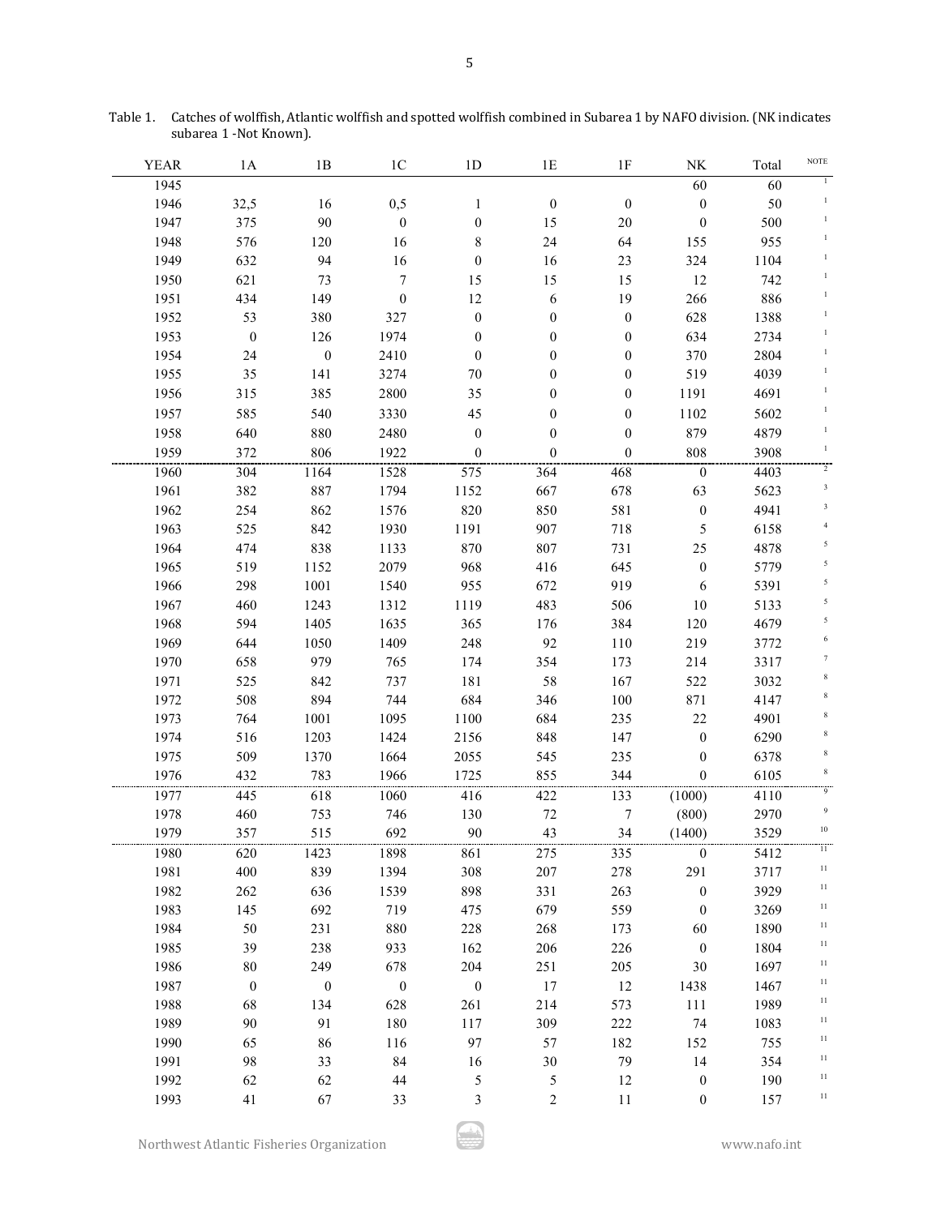Table 1. Catches of wolffish, Atlantic wolffish and spotted wolffish combined in Subarea 1 by NAFO division. (NK indicates subarea 1 -Not Known).

| YEAR | 1A | 1B | 1C | 1D | 1E | 1F | NK | Total | NOTE |
|---|---|---|---|---|---|---|---|---|---|
| 1945 | | | | | | | 60 | 60 | 1 |
| 1946 | 32,5 | 16 | 0,5 | 1 | 0 | 0 | 0 | 50 | 1 |
| 1947 | 375 | 90 | 0 | 0 | 15 | 20 | 0 | 500 | 1 |
| 1948 | 576 | 120 | 16 | 8 | 24 | 64 | 155 | 955 | 1 |
| 1949 | 632 | 94 | 16 | 0 | 16 | 23 | 324 | 1104 | 1 |
| 1950 | 621 | 73 | 7 | 15 | 15 | 15 | 12 | 742 | 1 |
| 1951 | 434 | 149 | 0 | 12 | 6 | 19 | 266 | 886 | 1 |
| 1952 | 53 | 380 | 327 | 0 | 0 | 0 | 628 | 1388 | 1 |
| 1953 | 0 | 126 | 1974 | 0 | 0 | 0 | 634 | 2734 | 1 |
| 1954 | 24 | 0 | 2410 | 0 | 0 | 0 | 370 | 2804 | 1 |
| 1955 | 35 | 141 | 3274 | 70 | 0 | 0 | 519 | 4039 | 1 |
| 1956 | 315 | 385 | 2800 | 35 | 0 | 0 | 1191 | 4691 | 1 |
| 1957 | 585 | 540 | 3330 | 45 | 0 | 0 | 1102 | 5602 | 1 |
| 1958 | 640 | 880 | 2480 | 0 | 0 | 0 | 879 | 4879 | 1 |
| 1959 | 372 | 806 | 1922 | 0 | 0 | 0 | 808 | 3908 | 1 |
| 1960 | 304 | 1164 | 1528 | 575 | 364 | 468 | 0 | 4403 | 2 |
| 1961 | 382 | 887 | 1794 | 1152 | 667 | 678 | 63 | 5623 | 3 |
| 1962 | 254 | 862 | 1576 | 820 | 850 | 581 | 0 | 4941 | 3 |
| 1963 | 525 | 842 | 1930 | 1191 | 907 | 718 | 5 | 6158 | 4 |
| 1964 | 474 | 838 | 1133 | 870 | 807 | 731 | 25 | 4878 | 5 |
| 1965 | 519 | 1152 | 2079 | 968 | 416 | 645 | 0 | 5779 | 5 |
| 1966 | 298 | 1001 | 1540 | 955 | 672 | 919 | 6 | 5391 | 5 |
| 1967 | 460 | 1243 | 1312 | 1119 | 483 | 506 | 10 | 5133 | 5 |
| 1968 | 594 | 1405 | 1635 | 365 | 176 | 384 | 120 | 4679 | 5 |
| 1969 | 644 | 1050 | 1409 | 248 | 92 | 110 | 219 | 3772 | 6 |
| 1970 | 658 | 979 | 765 | 174 | 354 | 173 | 214 | 3317 | 7 |
| 1971 | 525 | 842 | 737 | 181 | 58 | 167 | 522 | 3032 | 8 |
| 1972 | 508 | 894 | 744 | 684 | 346 | 100 | 871 | 4147 | 8 |
| 1973 | 764 | 1001 | 1095 | 1100 | 684 | 235 | 22 | 4901 | 8 |
| 1974 | 516 | 1203 | 1424 | 2156 | 848 | 147 | 0 | 6290 | 8 |
| 1975 | 509 | 1370 | 1664 | 2055 | 545 | 235 | 0 | 6378 | 8 |
| 1976 | 432 | 783 | 1966 | 1725 | 855 | 344 | 0 | 6105 | 8 |
| 1977 | 445 | 618 | 1060 | 416 | 422 | 133 | (1000) | 4110 | 9 |
| 1978 | 460 | 753 | 746 | 130 | 72 | 7 | (800) | 2970 | 9 |
| 1979 | 357 | 515 | 692 | 90 | 43 | 34 | (1400) | 3529 | 10 |
| 1980 | 620 | 1423 | 1898 | 861 | 275 | 335 | 0 | 5412 | 11 |
| 1981 | 400 | 839 | 1394 | 308 | 207 | 278 | 291 | 3717 | 11 |
| 1982 | 262 | 636 | 1539 | 898 | 331 | 263 | 0 | 3929 | 11 |
| 1983 | 145 | 692 | 719 | 475 | 679 | 559 | 0 | 3269 | 11 |
| 1984 | 50 | 231 | 880 | 228 | 268 | 173 | 60 | 1890 | 11 |
| 1985 | 39 | 238 | 933 | 162 | 206 | 226 | 0 | 1804 | 11 |
| 1986 | 80 | 249 | 678 | 204 | 251 | 205 | 30 | 1697 | 11 |
| 1987 | 0 | 0 | 0 | 0 | 17 | 12 | 1438 | 1467 | 11 |
| 1988 | 68 | 134 | 628 | 261 | 214 | 573 | 111 | 1989 | 11 |
| 1989 | 90 | 91 | 180 | 117 | 309 | 222 | 74 | 1083 | 11 |
| 1990 | 65 | 86 | 116 | 97 | 57 | 182 | 152 | 755 | 11 |
| 1991 | 98 | 33 | 84 | 16 | 30 | 79 | 14 | 354 | 11 |
| 1992 | 62 | 62 | 44 | 5 | 5 | 12 | 0 | 190 | 11 |
| 1993 | 41 | 67 | 33 | 3 | 2 | 11 | 0 | 157 | 11 |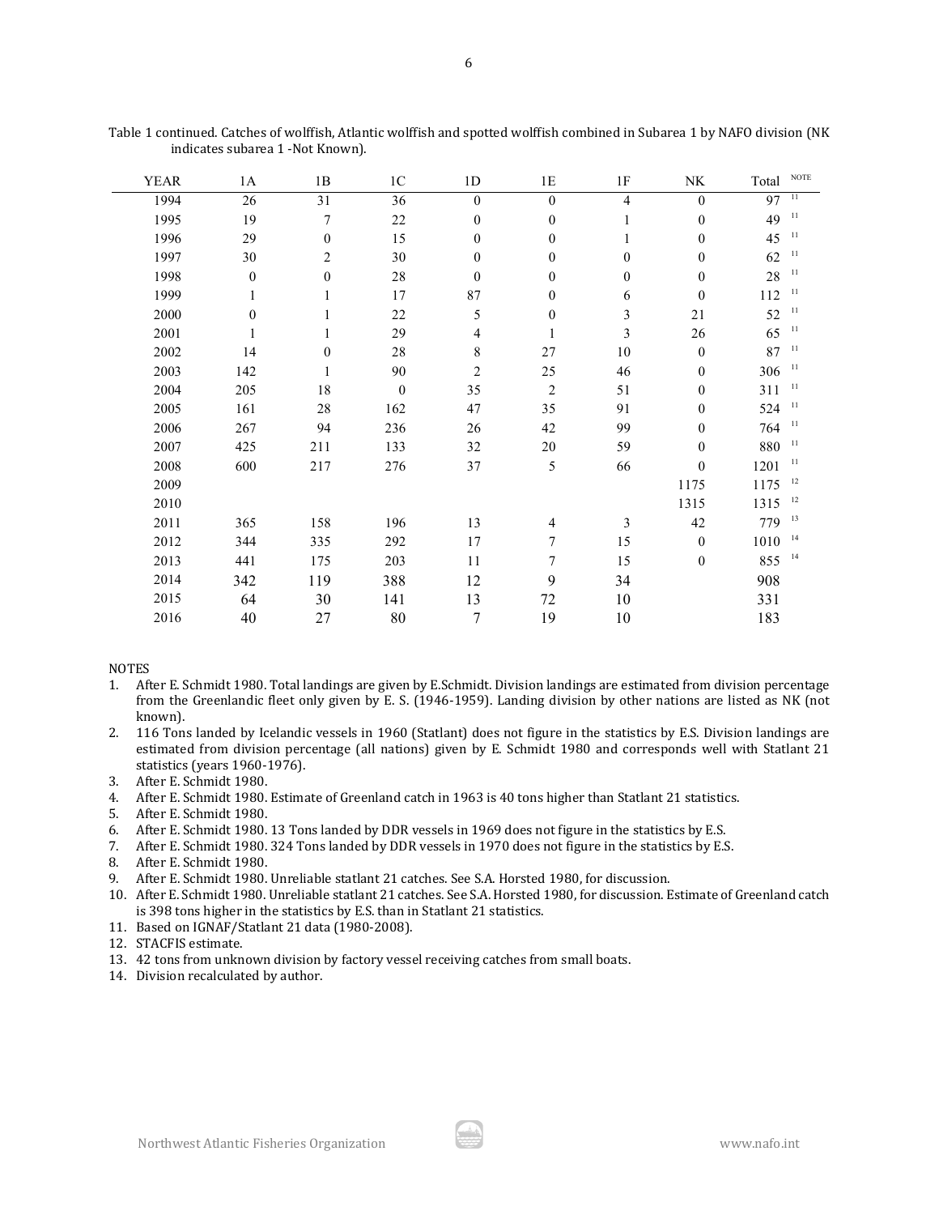Table 1 continued. Catches of wolffish, Atlantic wolffish and spotted wolffish combined in Subarea 1 by NAFO division (NK indicates subarea 1 -Not Known).

| YEAR | 1A | 1B | 1C | 1D | 1E | 1F | NK | Total | NOTE |
|---|---|---|---|---|---|---|---|---|---|
| 1994 | 26 | 31 | 36 | 0 | 0 | 4 | 0 | 97 | 11 |
| 1995 | 19 | 7 | 22 | 0 | 0 | 1 | 0 | 49 | 11 |
| 1996 | 29 | 0 | 15 | 0 | 0 | 1 | 0 | 45 | 11 |
| 1997 | 30 | 2 | 30 | 0 | 0 | 0 | 0 | 62 | 11 |
| 1998 | 0 | 0 | 28 | 0 | 0 | 0 | 0 | 28 | 11 |
| 1999 | 1 | 1 | 17 | 87 | 0 | 6 | 0 | 112 | 11 |
| 2000 | 0 | 1 | 22 | 5 | 0 | 3 | 21 | 52 | 11 |
| 2001 | 1 | 1 | 29 | 4 | 1 | 3 | 26 | 65 | 11 |
| 2002 | 14 | 0 | 28 | 8 | 27 | 10 | 0 | 87 | 11 |
| 2003 | 142 | 1 | 90 | 2 | 25 | 46 | 0 | 306 | 11 |
| 2004 | 205 | 18 | 0 | 35 | 2 | 51 | 0 | 311 | 11 |
| 2005 | 161 | 28 | 162 | 47 | 35 | 91 | 0 | 524 | 11 |
| 2006 | 267 | 94 | 236 | 26 | 42 | 99 | 0 | 764 | 11 |
| 2007 | 425 | 211 | 133 | 32 | 20 | 59 | 0 | 880 | 11 |
| 2008 | 600 | 217 | 276 | 37 | 5 | 66 | 0 | 1201 | 11 |
| 2009 | | | | | | | 1175 | 1175 | 12 |
| 2010 | | | | | | | 1315 | 1315 | 12 |
| 2011 | 365 | 158 | 196 | 13 | 4 | 3 | 42 | 779 | 13 |
| 2012 | 344 | 335 | 292 | 17 | 7 | 15 | 0 | 1010 | 14 |
| 2013 | 441 | 175 | 203 | 11 | 7 | 15 | 0 | 855 | 14 |
| 2014 | 342 | 119 | 388 | 12 | 9 | 34 | | 908 | |
| 2015 | 64 | 30 | 141 | 13 | 72 | 10 | | 331 | |
| 2016 | 40 | 27 | 80 | 7 | 19 | 10 | | 183 | |

NOTES

1. After E. Schmidt 1980. Total landings are given by E.Schmidt. Division landings are estimated from division percentage from the Greenlandic fleet only given by E. S. (1946-1959). Landing division by other nations are listed as NK (not known).
2. 116 Tons landed by Icelandic vessels in 1960 (Statlant) does not figure in the statistics by E.S. Division landings are estimated from division percentage (all nations) given by E. Schmidt 1980 and corresponds well with Statlant 21 statistics (years 1960-1976).
3. After E. Schmidt 1980.
4. After E. Schmidt 1980. Estimate of Greenland catch in 1963 is 40 tons higher than Statlant 21 statistics.
5. After E. Schmidt 1980.
6. After E. Schmidt 1980. 13 Tons landed by DDR vessels in 1969 does not figure in the statistics by E.S.
7. After E. Schmidt 1980. 324 Tons landed by DDR vessels in 1970 does not figure in the statistics by E.S.
8. After E. Schmidt 1980.
9. After E. Schmidt 1980. Unreliable statlant 21 catches. See S.A. Horsted 1980, for discussion.
10. After E. Schmidt 1980. Unreliable statlant 21 catches. See S.A. Horsted 1980, for discussion. Estimate of Greenland catch is 398 tons higher in the statistics by E.S. than in Statlant 21 statistics.
11. Based on IGNAF/Statlant 21 data (1980-2008).
12. STACFIS estimate.
13. 42 tons from unknown division by factory vessel receiving catches from small boats.
14. Division recalculated by author.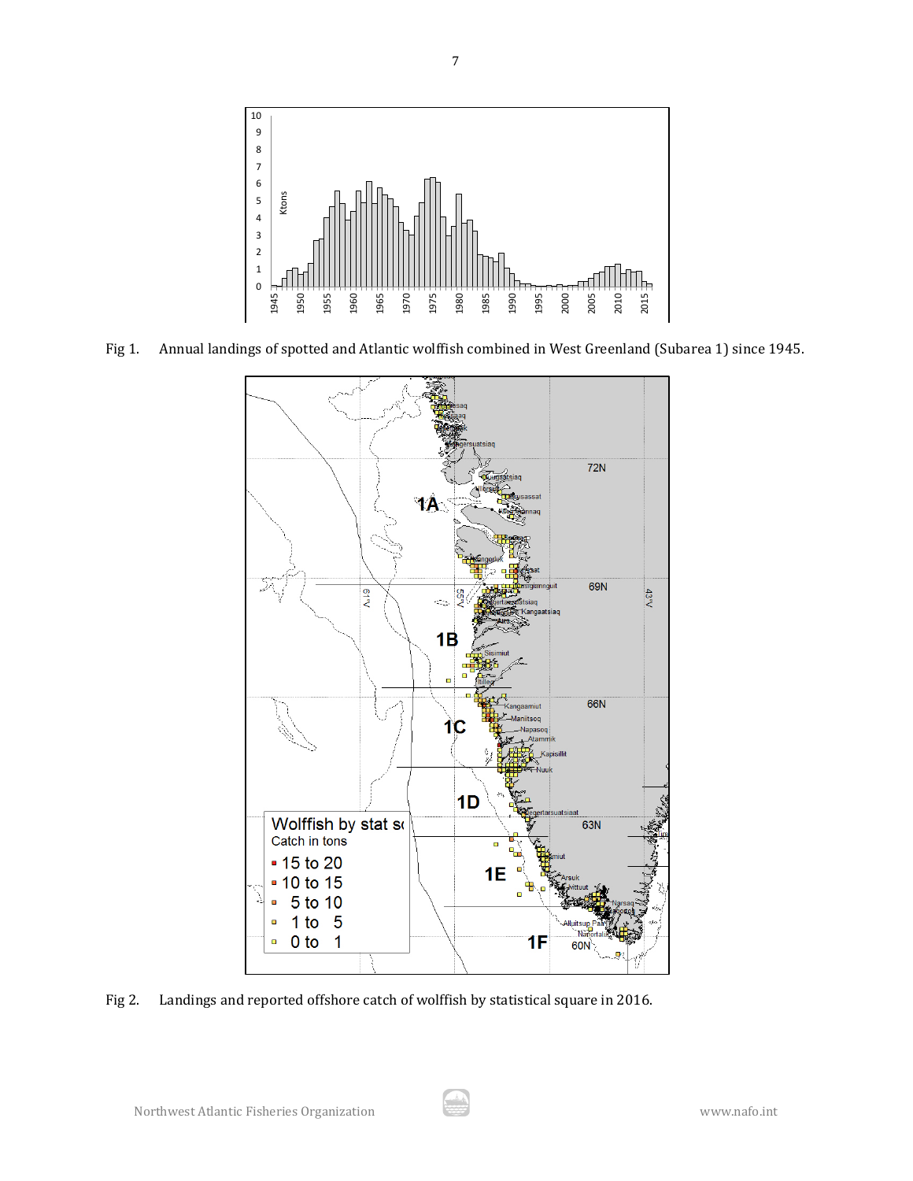Fig 1. Annual landings of spotted and Atlantic wolffish combined in West Greenland (Subarea 1) since 1945.

Fig 2. Landings and reported offshore catch of wolffish by statistical square in 2016.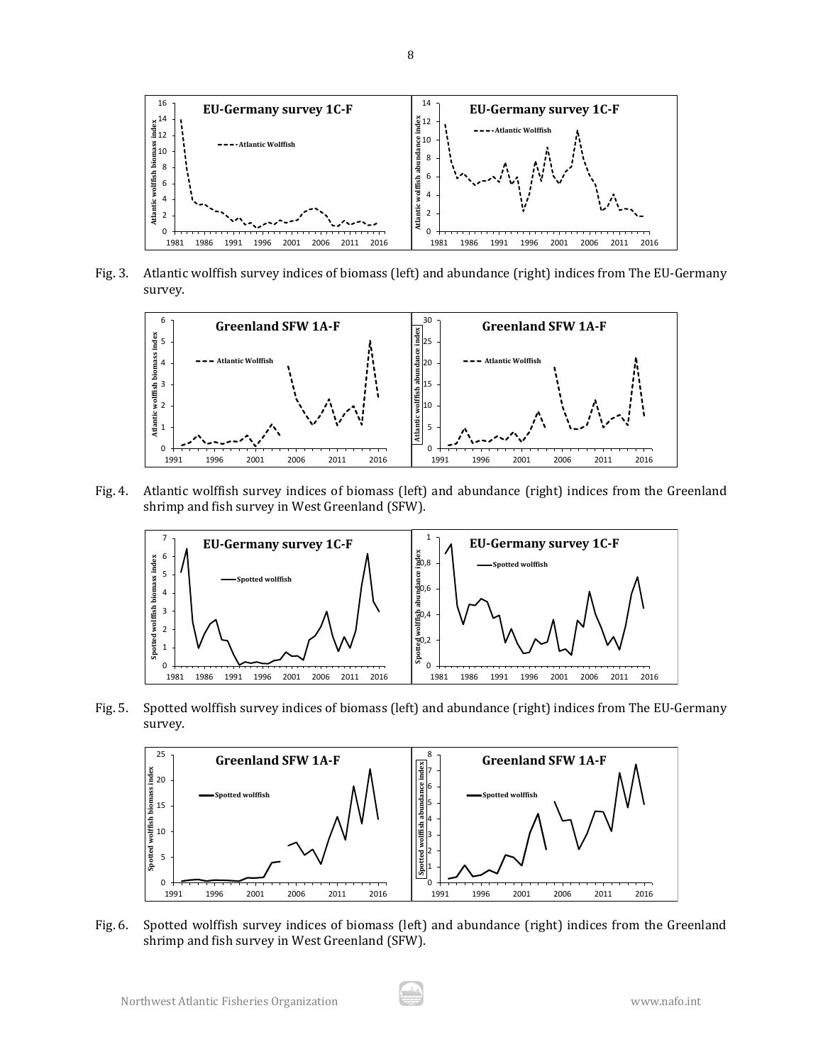Fig. 3. Atlantic wolffish survey indices of biomass (left) and abundance (right) indices from The EU-Germany survey.

Fig. 4. Atlantic wolffish survey indices of biomass (left) and abundance (right) indices from the Greenland shrimp and fish survey in West Greenland (SFW).

Fig. 5. Spotted wolffish survey indices of biomass (left) and abundance (right) indices from The EU-Germany survey.

Fig. 6. Spotted wolffish survey indices of biomass (left) and abundance (right) indices from the Greenland shrimp and fish survey in West Greenland (SFW).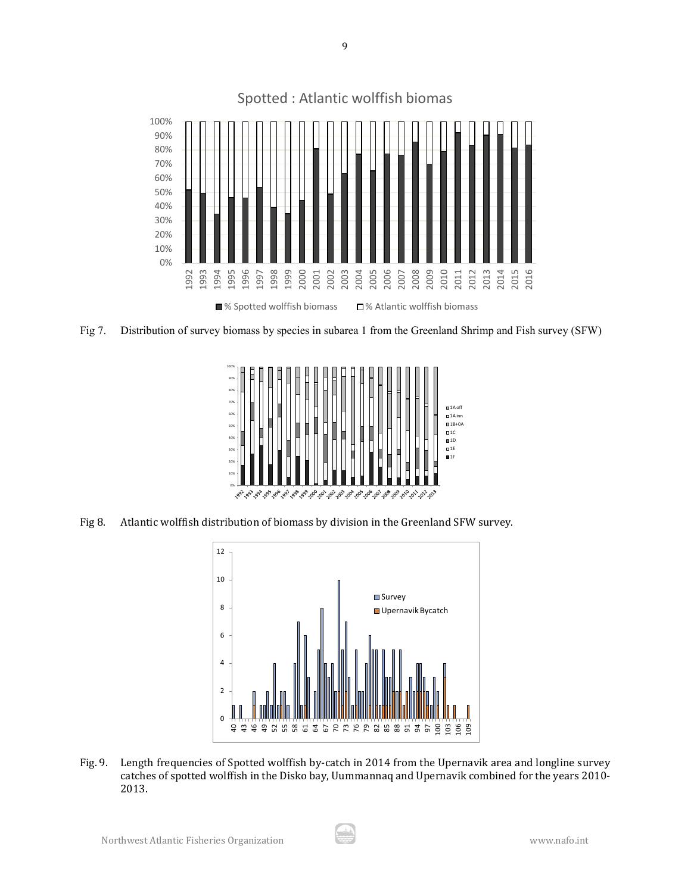Fig 7. Distribution of survey biomass by species in subarea 1 from the Greenland Shrimp and Fish survey (SFW)

Fig 8. Atlantic wolffish distribution of biomass by division in the Greenland SFW survey.

Fig. 9. Length frequencies of Spotted wolffish by-catch in 2014 from the Upernavik area and longline survey catches of spotted wolffish in the Disko bay, Uummannaq and Upernavik combined for the years 2010-2013.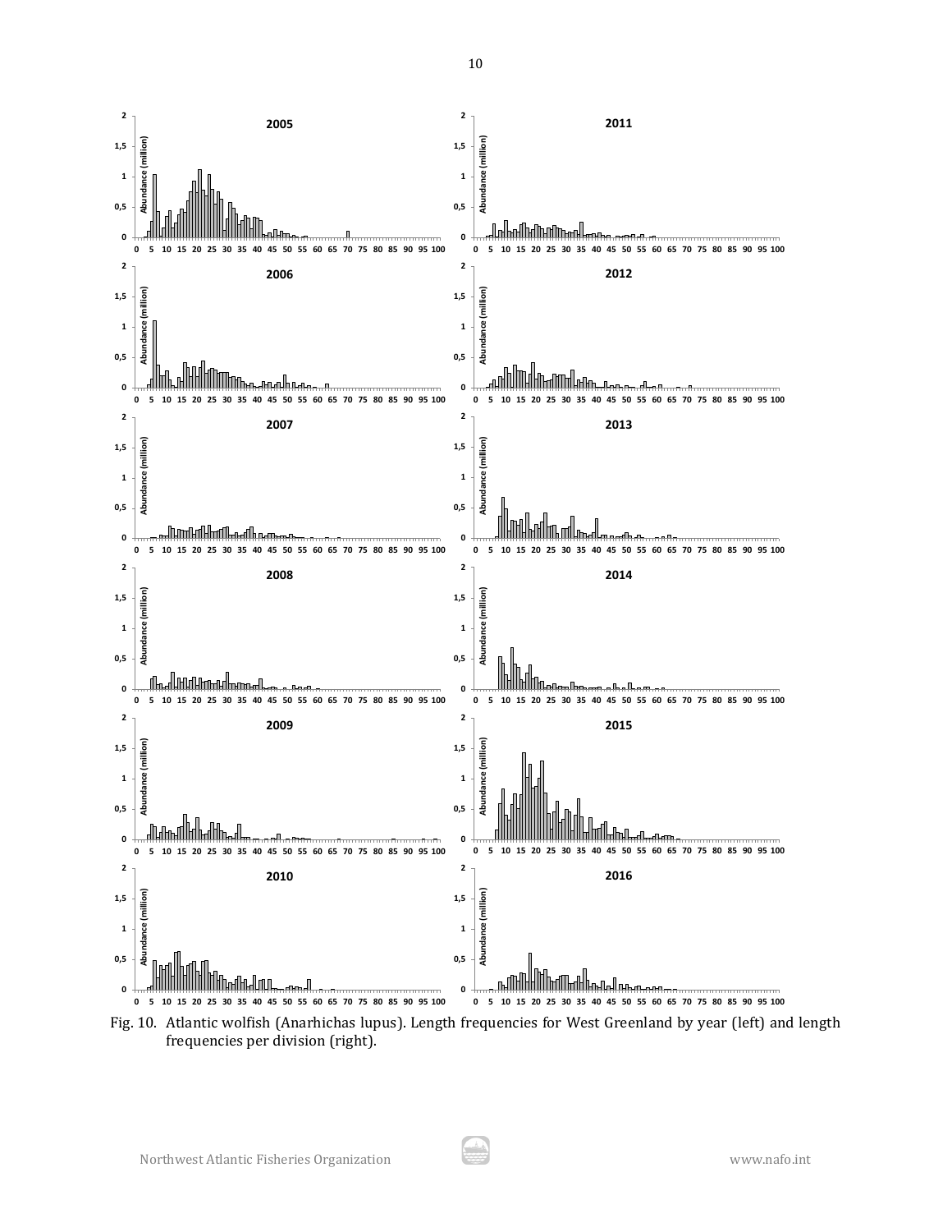Fig. 10. Atlantic wolfish (Anarhichas lupus). Length frequencies for West Greenland by year (left) and length frequencies per division (right).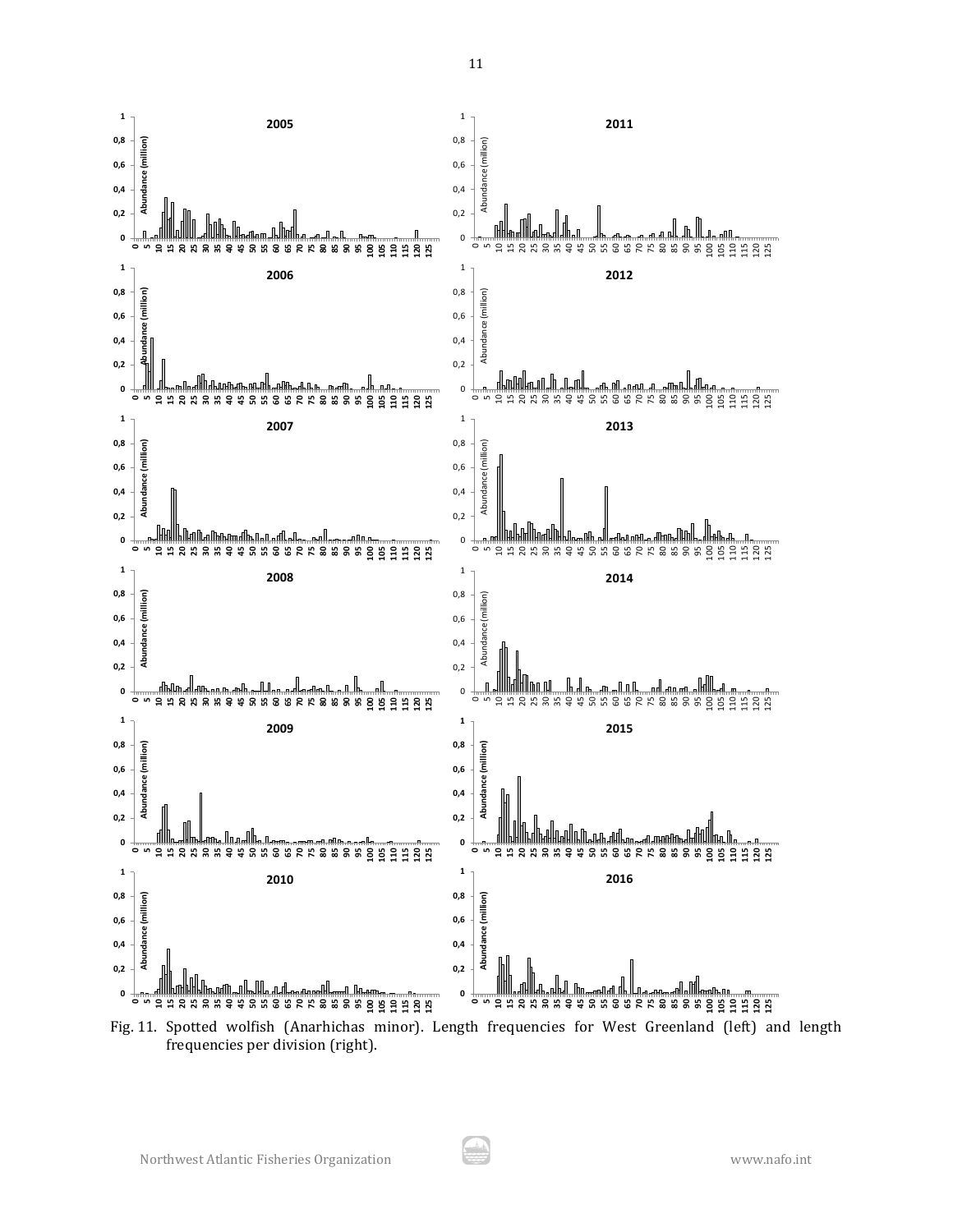2005

Abundance (million)

2011

2006

2012

2007

2013

2008

2014

2009

2015

2010

2016

Fig. 11. Spotted wolfish (Anarhichas minor). Length frequencies for West Greenland (left) and length frequencies per division (right).